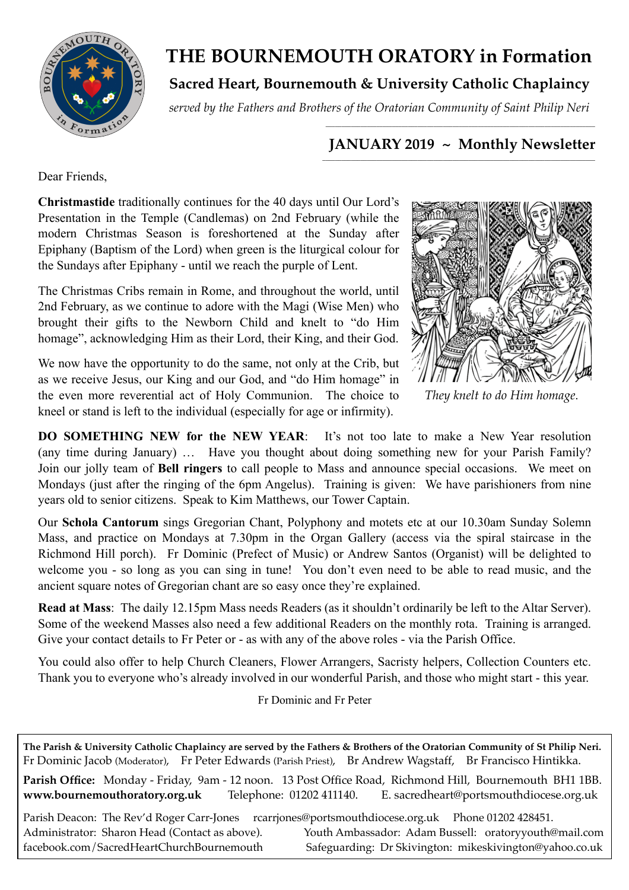# THE BOURNEMOUTH ORATORY in Formation

**Sacred Heart, Bournemouth & University Catholic Chaplaincy**

*served by the Fathers and Brothers of the Oratorian Community of Saint Philip Neri*

## JANUARY 2019 ~ Monthly Newsletter

Dear Friends,

**Christmastide** traditionally continues for the 40 days until Our Lord's Presentation in the Temple (Candlemas) on 2nd February (while the modern Christmas Season is foreshortened at the Sunday after Epiphany (Baptism of the Lord) when green is the liturgical colour for the Sundays after Epiphany - until we reach the purple of Lent.

The Christmas Cribs remain in Rome, and throughout the world, until 2nd February, as we continue to adore with the Magi (Wise Men) who brought their gifts to the Newborn Child and knelt to "do Him homage", acknowledging Him as their Lord, their King, and their God.

We now have the opportunity to do the same, not only at the Crib, but as we receive Jesus, our King and our God, and "do Him homage" in the even more reverential act of Holy Communion. The choice to kneel or stand is left to the individual (especially for age or infirmity).

*They knelt to do Him homage.*

**DO SOMETHING NEW for the NEW YEAR**: It's not too late to make a New Year resolution (any time during January) … Have you thought about doing something new for your Parish Family? Join our jolly team of **Bell ringers** to call people to Mass and announce special occasions. We meet on Mondays (just after the ringing of the 6pm Angelus). Training is given: We have parishioners from nine years old to senior citizens. Speak to Kim Matthews, our Tower Captain.

Our **Schola Cantorum** sings Gregorian Chant, Polyphony and motets etc at our 10.30am Sunday Solemn Mass, and practice on Mondays at 7.30pm in the Organ Gallery (access via the spiral staircase in the Richmond Hill porch). Fr Dominic (Prefect of Music) or Andrew Santos (Organist) will be delighted to welcome you - so long as you can sing in tune! You don't even need to be able to read music, and the ancient square notes of Gregorian chant are so easy once they're explained.

**Read at Mass**: The daily 12.15pm Mass needs Readers (as it shouldn't ordinarily be left to the Altar Server). Some of the weekend Masses also need a few additional Readers on the monthly rota. Training is arranged. Give your contact details to Fr Peter or - as with any of the above roles - via the Parish Office.

You could also offer to help Church Cleaners, Flower Arrangers, Sacristy helpers, Collection Counters etc. Thank you to everyone who's already involved in our wonderful Parish, and those who might start - this year.

Fr Dominic and Fr Peter

---

**The Parish & University Catholic Chaplaincy are served by the Fathers & Brothers of the Oratorian Community of St Philip Neri.**
Fr Dominic Jacob (Moderator), Fr Peter Edwards (Parish Priest), Br Andrew Wagstaff, Br Francisco Hintikka.

**Parish Office:** Monday - Friday, 9am - 12 noon. 13 Post Office Road, Richmond Hill, Bournemouth BH1 1BB.
**www.bournemouthoratory.org.uk** Telephone: 01202 411140. E. sacredheart@portsmouthdiocese.org.uk

Parish Deacon: The Rev'd Roger Carr-Jones rcarrjones@portsmouthdiocese.org.uk Phone 01202 428451.
Administrator: Sharon Head (Contact as above). Youth Ambassador: Adam Bussell: oratoryyouth@mail.com
facebook.com/SacredHeartChurchBournemouth Safeguarding: Dr Skivington: mikeskivington@yahoo.co.uk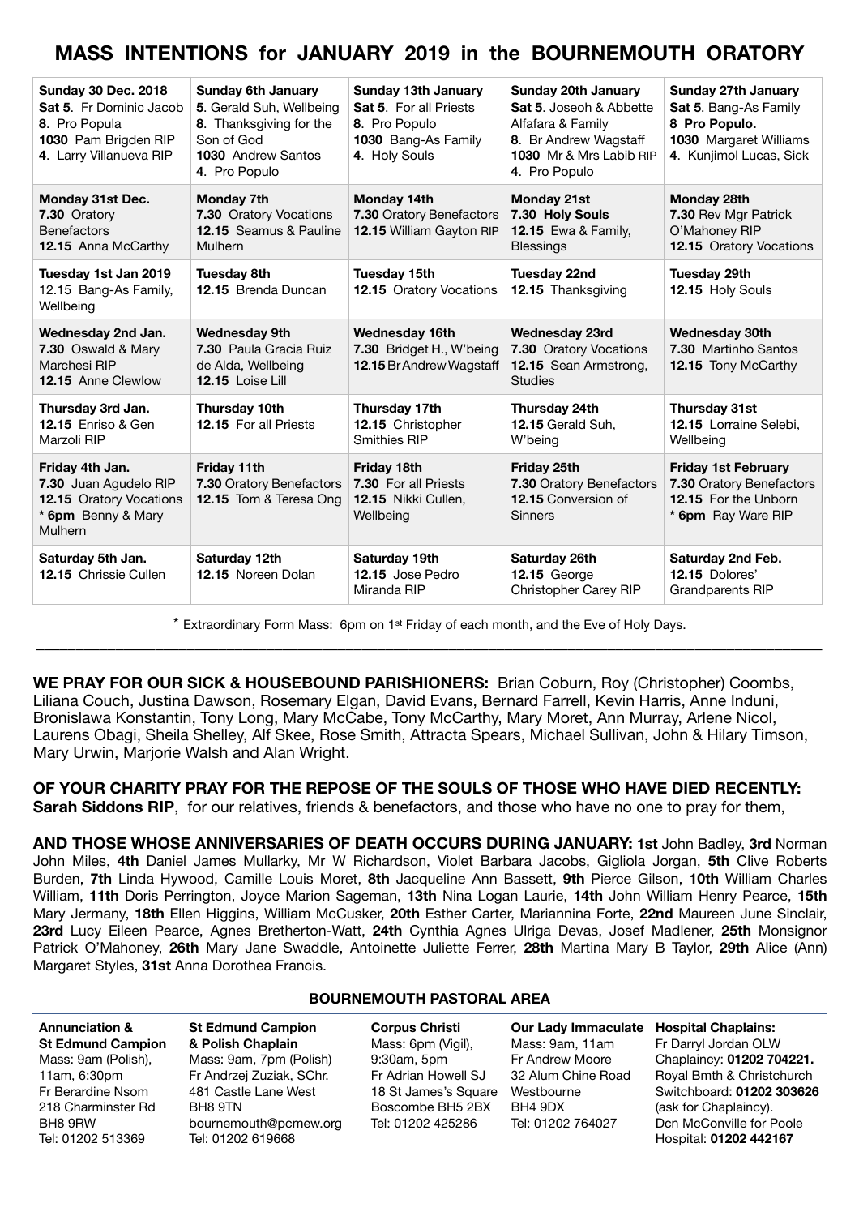# MASS INTENTIONS for JANUARY 2019 in the BOURNEMOUTH ORATORY

| | | | | |
|---|---|---|---|---|
| **Sunday 30 Dec. 2018**<br>**Sat 5**. Fr Dominic Jacob<br>**8**. Pro Popula<br>**1030** Pam Brigden RIP<br>**4**. Larry Villanueva RIP | **Sunday 6th January**<br>**5**. Gerald Suh, Wellbeing<br>**8**. Thanksgiving for the Son of God<br>**1030** Andrew Santos<br>**4**. Pro Populo | **Sunday 13th January**<br>**Sat 5**. For all Priests<br>**8**. Pro Populo<br>**1030** Bang-As Family<br>**4**. Holy Souls | **Sunday 20th January**<br>**Sat 5**. Joseoh & Abbette Alfafara & Family<br>**8**. Br Andrew Wagstaff<br>**1030** Mr & Mrs Labib RIP<br>**4**. Pro Populo | **Sunday 27th January**<br>**Sat 5**. Bang-As Family<br>**8 Pro Populo.**<br>**1030** Margaret Williams<br>**4**. Kunjimol Lucas, Sick |
| **Monday 31st Dec.**<br>**7.30** Oratory Benefactors<br>**12.15** Anna McCarthy | **Monday 7th**<br>**7.30** Oratory Vocations<br>**12.15** Seamus & Pauline Mulhern | **Monday 14th**<br>**7.30** Oratory Benefactors<br>**12.15** William Gayton RIP | **Monday 21st**<br>**7.30 Holy Souls**<br>**12.15** Ewa & Family, Blessings | **Monday 28th**<br>**7.30** Rev Mgr Patrick O'Mahoney RIP<br>**12.15** Oratory Vocations |
| **Tuesday 1st Jan 2019**<br>12.15 Bang-As Family, Wellbeing | **Tuesday 8th**<br>**12.15** Brenda Duncan | **Tuesday 15th**<br>**12.15** Oratory Vocations | **Tuesday 22nd**<br>**12.15** Thanksgiving | **Tuesday 29th**<br>**12.15** Holy Souls |
| **Wednesday 2nd Jan.**<br>**7.30** Oswald & Mary Marchesi RIP<br>**12.15** Anne Clewlow | **Wednesday 9th**<br>**7.30** Paula Gracia Ruiz de Alda, Wellbeing<br>**12.15** Loise Lill | **Wednesday 16th**<br>**7.30** Bridget H., W'being<br>**12.15** Br Andrew Wagstaff | **Wednesday 23rd**<br>**7.30** Oratory Vocations<br>**12.15** Sean Armstrong, Studies | **Wednesday 30th**<br>**7.30** Martinho Santos<br>**12.15** Tony McCarthy |
| **Thursday 3rd Jan.**<br>**12.15** Enriso & Gen Marzoli RIP | **Thursday 10th**<br>**12.15** For all Priests | **Thursday 17th**<br>**12.15** Christopher Smithies RIP | **Thursday 24th**<br>**12.15** Gerald Suh, W'being | **Thursday 31st**<br>**12.15** Lorraine Selebi, Wellbeing |
| **Friday 4th Jan.**<br>**7.30** Juan Agudelo RIP<br>**12.15** Oratory Vocations<br>**\* 6pm** Benny & Mary Mulhern | **Friday 11th**<br>**7.30** Oratory Benefactors<br>**12.15** Tom & Teresa Ong | **Friday 18th**<br>**7.30** For all Priests<br>**12.15** Nikki Cullen, Wellbeing | **Friday 25th**<br>**7.30** Oratory Benefactors<br>**12.15** Conversion of Sinners | **Friday 1st February**<br>**7.30** Oratory Benefactors<br>**12.15** For the Unborn<br>**\* 6pm** Ray Ware RIP |
| **Saturday 5th Jan.**<br>**12.15** Chrissie Cullen | **Saturday 12th**<br>**12.15** Noreen Dolan | **Saturday 19th**<br>**12.15** Jose Pedro Miranda RIP | **Saturday 26th**<br>**12.15** George Christopher Carey RIP | **Saturday 2nd Feb.**<br>**12.15** Dolores' Grandparents RIP |

\* Extraordinary Form Mass: 6pm on 1st Friday of each month, and the Eve of Holy Days.

---

**WE PRAY FOR OUR SICK & HOUSEBOUND PARISHIONERS:** Brian Coburn, Roy (Christopher) Coombs, Liliana Couch, Justina Dawson, Rosemary Elgan, David Evans, Bernard Farrell, Kevin Harris, Anne Induni, Bronislawa Konstantin, Tony Long, Mary McCabe, Tony McCarthy, Mary Moret, Ann Murray, Arlene Nicol, Laurens Obagi, Sheila Shelley, Alf Skee, Rose Smith, Attracta Spears, Michael Sullivan, John & Hilary Timson, Mary Urwin, Marjorie Walsh and Alan Wright.

**OF YOUR CHARITY PRAY FOR THE REPOSE OF THE SOULS OF THOSE WHO HAVE DIED RECENTLY:** **Sarah Siddons RIP**, for our relatives, friends & benefactors, and those who have no one to pray for them,

**AND THOSE WHOSE ANNIVERSARIES OF DEATH OCCURS DURING JANUARY:** **1st** John Badley, **3rd** Norman John Miles, **4th** Daniel James Mullarky, Mr W Richardson, Violet Barbara Jacobs, Gigliola Jorgan, **5th** Clive Roberts Burden, **7th** Linda Hywood, Camille Louis Moret, **8th** Jacqueline Ann Bassett, **9th** Pierce Gilson, **10th** William Charles William, **11th** Doris Perrington, Joyce Marion Sageman, **13th** Nina Logan Laurie, **14th** John William Henry Pearce, **15th** Mary Jermany, **18th** Ellen Higgins, William McCusker, **20th** Esther Carter, Mariannina Forte, **22nd** Maureen June Sinclair, **23rd** Lucy Eileen Pearce, Agnes Bretherton-Watt, **24th** Cynthia Agnes Ulriga Devas, Josef Madlener, **25th** Monsignor Patrick O'Mahoney, **26th** Mary Jane Swaddle, Antoinette Juliette Ferrer, **28th** Martina Mary B Taylor, **29th** Alice (Ann) Margaret Styles, **31st** Anna Dorothea Francis.

## BOURNEMOUTH PASTORAL AREA

**Annunciation & St Edmund Campion**
Mass: 9am (Polish), 11am, 6:30pm
Fr Berardine Nsom
218 Charminster Rd
BH8 9RW
Tel: 01202 513369

**St Edmund Campion & Polish Chaplain**
Mass: 9am, 7pm (Polish)
Fr Andrzej Zuziak, SChr.
481 Castle Lane West
BH8 9TN
bournemouth@pcmew.org
Tel: 01202 619668

**Corpus Christi**
Mass: 6pm (Vigil), 9:30am, 5pm
Fr Adrian Howell SJ
18 St James's Square
Boscombe BH5 2BX
Tel: 01202 425286

**Our Lady Immaculate**
Mass: 9am, 11am
Fr Andrew Moore
32 Alum Chine Road
Westbourne
BH4 9DX
Tel: 01202 764027

**Hospital Chaplains:**
Fr Darryl Jordan OLW
Chaplaincy: **01202 704221.**
Royal Bmth & Christchurch
Switchboard: **01202 303626** (ask for Chaplaincy).
Dcn McConville for Poole Hospital: **01202 442167**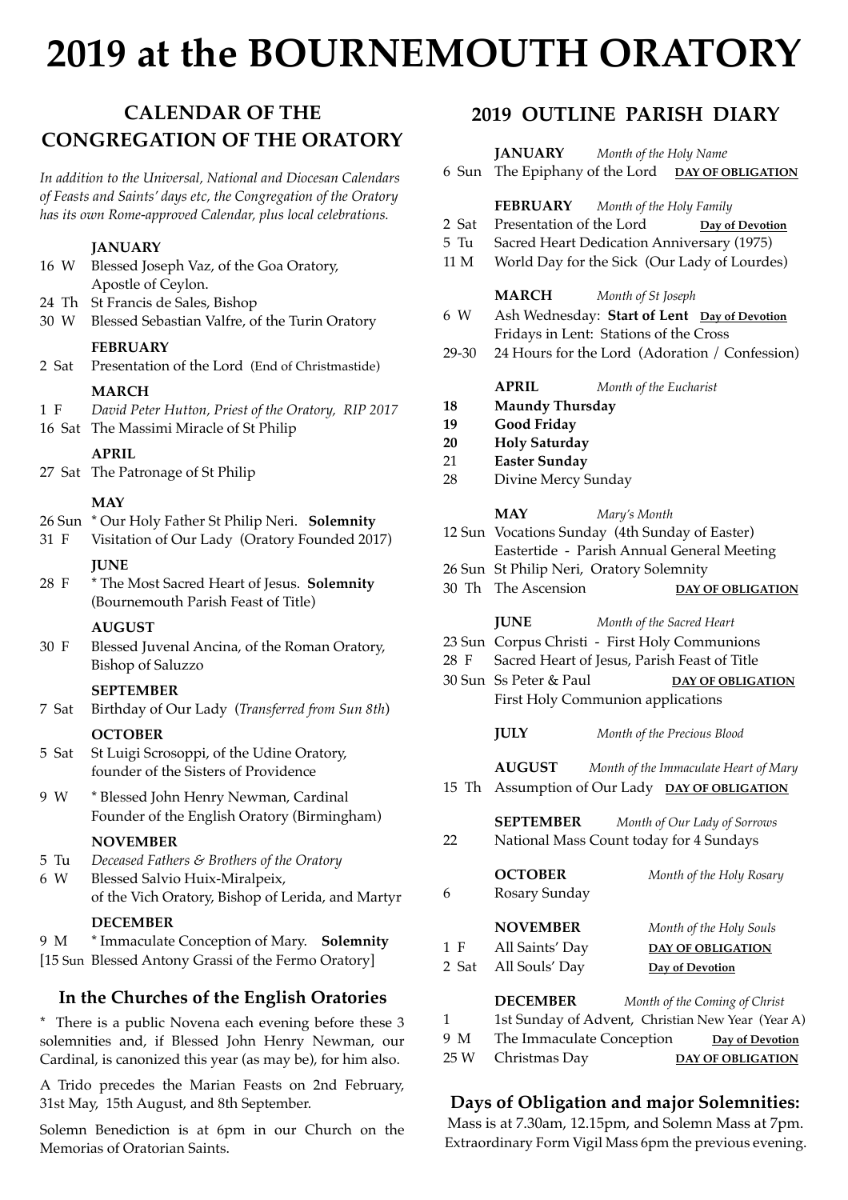# 2019 at the BOURNEMOUTH ORATORY

## CALENDAR OF THE CONGREGATION OF THE ORATORY

*In addition to the Universal, National and Diocesan Calendars of Feasts and Saints' days etc, the Congregation of the Oratory has its own Rome-approved Calendar, plus local celebrations.*

**JANUARY**

- 16 W Blessed Joseph Vaz, of the Goa Oratory, Apostle of Ceylon.
- 24 Th St Francis de Sales, Bishop
- 30 W Blessed Sebastian Valfre, of the Turin Oratory

**FEBRUARY**

- 2 Sat Presentation of the Lord (End of Christmastide)

**MARCH**

- 1 F *David Peter Hutton, Priest of the Oratory, RIP 2017*
- 16 Sat The Massimi Miracle of St Philip

**APRIL**

- 27 Sat The Patronage of St Philip

**MAY**

- 26 Sun * Our Holy Father St Philip Neri. **Solemnity**
- 31 F Visitation of Our Lady (Oratory Founded 2017)

**JUNE**

- 28 F * The Most Sacred Heart of Jesus. **Solemnity** (Bournemouth Parish Feast of Title)

**AUGUST**

- 30 F Blessed Juvenal Ancina, of the Roman Oratory, Bishop of Saluzzo

**SEPTEMBER**

- 7 Sat Birthday of Our Lady (*Transferred from Sun 8th*)

**OCTOBER**

- 5 Sat St Luigi Scrosoppi, of the Udine Oratory, founder of the Sisters of Providence
- 9 W * Blessed John Henry Newman, Cardinal Founder of the English Oratory (Birmingham)

**NOVEMBER**

- 5 Tu *Deceased Fathers & Brothers of the Oratory*
- 6 W Blessed Salvio Huix-Miralpeix, of the Vich Oratory, Bishop of Lerida, and Martyr

**DECEMBER**

- 9 M * Immaculate Conception of Mary. **Solemnity**
- [15 Sun Blessed Antony Grassi of the Fermo Oratory]

### In the Churches of the English Oratories

* There is a public Novena each evening before these 3 solemnities and, if Blessed John Henry Newman, our Cardinal, is canonized this year (as may be), for him also.

A Trido precedes the Marian Feasts on 2nd February, 31st May, 15th August, and 8th September.

Solemn Benediction is at 6pm in our Church on the Memorias of Oratorian Saints.

## 2019 OUTLINE PARISH DIARY

**JANUARY** *Month of the Holy Name*

- 6 Sun The Epiphany of the Lord **DAY OF OBLIGATION**

**FEBRUARY** *Month of the Holy Family*

- 2 Sat Presentation of the Lord **Day of Devotion**
- 5 Tu Sacred Heart Dedication Anniversary (1975)
- 11 M World Day for the Sick (Our Lady of Lourdes)

**MARCH** *Month of St Joseph*

- 6 W Ash Wednesday: **Start of Lent** **Day of Devotion**
  Fridays in Lent: Stations of the Cross
- 29-30 24 Hours for the Lord (Adoration / Confession)

**APRIL** *Month of the Eucharist*

- **18 Maundy Thursday**
- **19 Good Friday**
- **20 Holy Saturday**
- **21 Easter Sunday**
- 28 Divine Mercy Sunday

**MAY** *Mary's Month*

- 12 Sun Vocations Sunday (4th Sunday of Easter)
  Eastertide - Parish Annual General Meeting
- 26 Sun St Philip Neri, Oratory Solemnity
- 30 Th The Ascension **DAY OF OBLIGATION**

**JUNE** *Month of the Sacred Heart*

- 23 Sun Corpus Christi - First Holy Communions
- 28 F Sacred Heart of Jesus, Parish Feast of Title
- 30 Sun Ss Peter & Paul **DAY OF OBLIGATION**
  First Holy Communion applications

**JULY** *Month of the Precious Blood*

**AUGUST** *Month of the Immaculate Heart of Mary*

- 15 Th Assumption of Our Lady **DAY OF OBLIGATION**

**SEPTEMBER** *Month of Our Lady of Sorrows*

- 22 National Mass Count today for 4 Sundays

**OCTOBER** *Month of the Holy Rosary*

- 6 Rosary Sunday

**NOVEMBER** *Month of the Holy Souls*

- 1 F All Saints' Day **DAY OF OBLIGATION**
- 2 Sat All Souls' Day **Day of Devotion**

**DECEMBER** *Month of the Coming of Christ*

- 1 1st Sunday of Advent, Christian New Year (Year A)
- 9 M The Immaculate Conception **Day of Devotion**
- 25 W Christmas Day **DAY OF OBLIGATION**

### Days of Obligation and major Solemnities:

Mass is at 7.30am, 12.15pm, and Solemn Mass at 7pm. Extraordinary Form Vigil Mass 6pm the previous evening.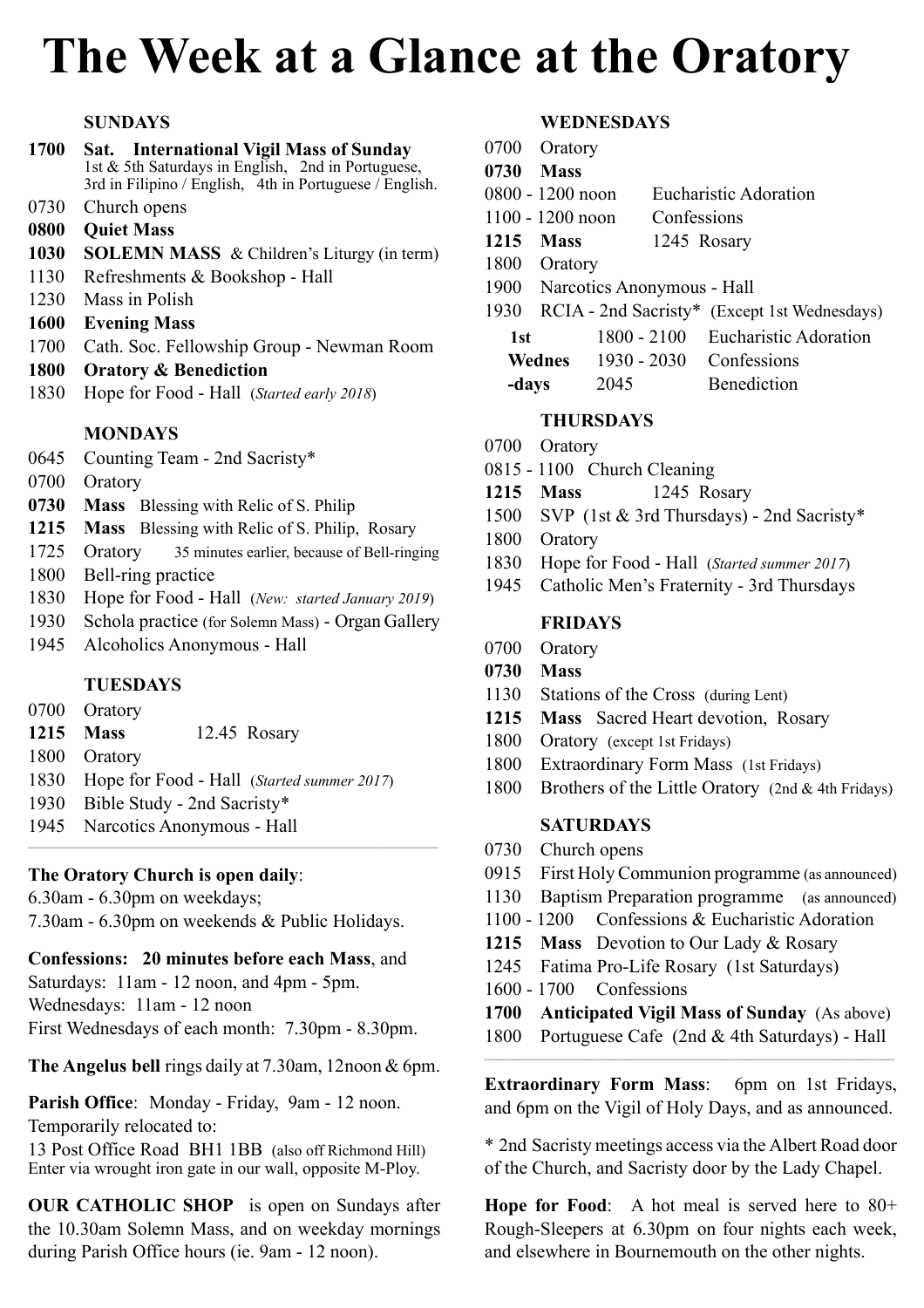# The Week at a Glance at the Oratory

### SUNDAYS

**1700 Sat. International Vigil Mass of Sunday**
1st & 5th Saturdays in English, 2nd in Portuguese, 3rd in Filipino / English, 4th in Portuguese / English.

0730 Church opens
**0800 Quiet Mass**
**1030 SOLEMN MASS** & Children's Liturgy (in term)
1130 Refreshments & Bookshop - Hall
1230 Mass in Polish
**1600 Evening Mass**
1700 Cath. Soc. Fellowship Group - Newman Room
**1800 Oratory & Benediction**
1830 Hope for Food - Hall (*Started early 2018*)

### MONDAYS

0645 Counting Team - 2nd Sacristy*
0700 Oratory
**0730 Mass** Blessing with Relic of S. Philip
**1215 Mass** Blessing with Relic of S. Philip, Rosary
1725 Oratory 35 minutes earlier, because of Bell-ringing
1800 Bell-ring practice
1830 Hope for Food - Hall (*New: started January 2019*)
1930 Schola practice (for Solemn Mass) - Organ Gallery
1945 Alcoholics Anonymous - Hall

### TUESDAYS

0700 Oratory
**1215 Mass** 12.45 Rosary
1800 Oratory
1830 Hope for Food - Hall (*Started summer 2017*)
1930 Bible Study - 2nd Sacristy*
1945 Narcotics Anonymous - Hall

**The Oratory Church is open daily**:
6.30am - 6.30pm on weekdays;
7.30am - 6.30pm on weekends & Public Holidays.

**Confessions: 20 minutes before each Mass**, and
Saturdays: 11am - 12 noon, and 4pm - 5pm.
Wednesdays: 11am - 12 noon
First Wednesdays of each month: 7.30pm - 8.30pm.

**The Angelus bell** rings daily at 7.30am, 12noon & 6pm.

**Parish Office**: Monday - Friday, 9am - 12 noon.
Temporarily relocated to:
13 Post Office Road BH1 1BB (also off Richmond Hill)
Enter via wrought iron gate in our wall, opposite M-Ploy.

**OUR CATHOLIC SHOP** is open on Sundays after the 10.30am Solemn Mass, and on weekday mornings during Parish Office hours (ie. 9am - 12 noon).

### WEDNESDAYS

0700 Oratory
**0730 Mass**
0800 - 1200 noon Eucharistic Adoration
1100 - 1200 noon Confessions
**1215 Mass** 1245 Rosary
1800 Oratory
1900 Narcotics Anonymous - Hall
1930 RCIA - 2nd Sacristy* (Except 1st Wednesdays)

| | | |
|---|---|---|
| **1st** | 1800 - 2100 | Eucharistic Adoration |
| **Wednes** | 1930 - 2030 | Confessions |
| **-days** | 2045 | Benediction |

### THURSDAYS

0700 Oratory
0815 - 1100 Church Cleaning
**1215 Mass** 1245 Rosary
1500 SVP (1st & 3rd Thursdays) - 2nd Sacristy*
1800 Oratory
1830 Hope for Food - Hall (*Started summer 2017*)
1945 Catholic Men's Fraternity - 3rd Thursdays

### FRIDAYS

0700 Oratory
**0730 Mass**
1130 Stations of the Cross (during Lent)
**1215 Mass** Sacred Heart devotion, Rosary
1800 Oratory (except 1st Fridays)
1800 Extraordinary Form Mass (1st Fridays)
1800 Brothers of the Little Oratory (2nd & 4th Fridays)

### SATURDAYS

0730 Church opens
0915 First Holy Communion programme (as announced)
1130 Baptism Preparation programme (as announced)
1100 - 1200 Confessions & Eucharistic Adoration
**1215 Mass** Devotion to Our Lady & Rosary
1245 Fatima Pro-Life Rosary (1st Saturdays)
1600 - 1700 Confessions
**1700 Anticipated Vigil Mass of Sunday** (As above)
1800 Portuguese Cafe (2nd & 4th Saturdays) - Hall

**Extraordinary Form Mass**: 6pm on 1st Fridays, and 6pm on the Vigil of Holy Days, and as announced.

* 2nd Sacristy meetings access via the Albert Road door of the Church, and Sacristy door by the Lady Chapel.

**Hope for Food**: A hot meal is served here to 80+ Rough-Sleepers at 6.30pm on four nights each week, and elsewhere in Bournemouth on the other nights.